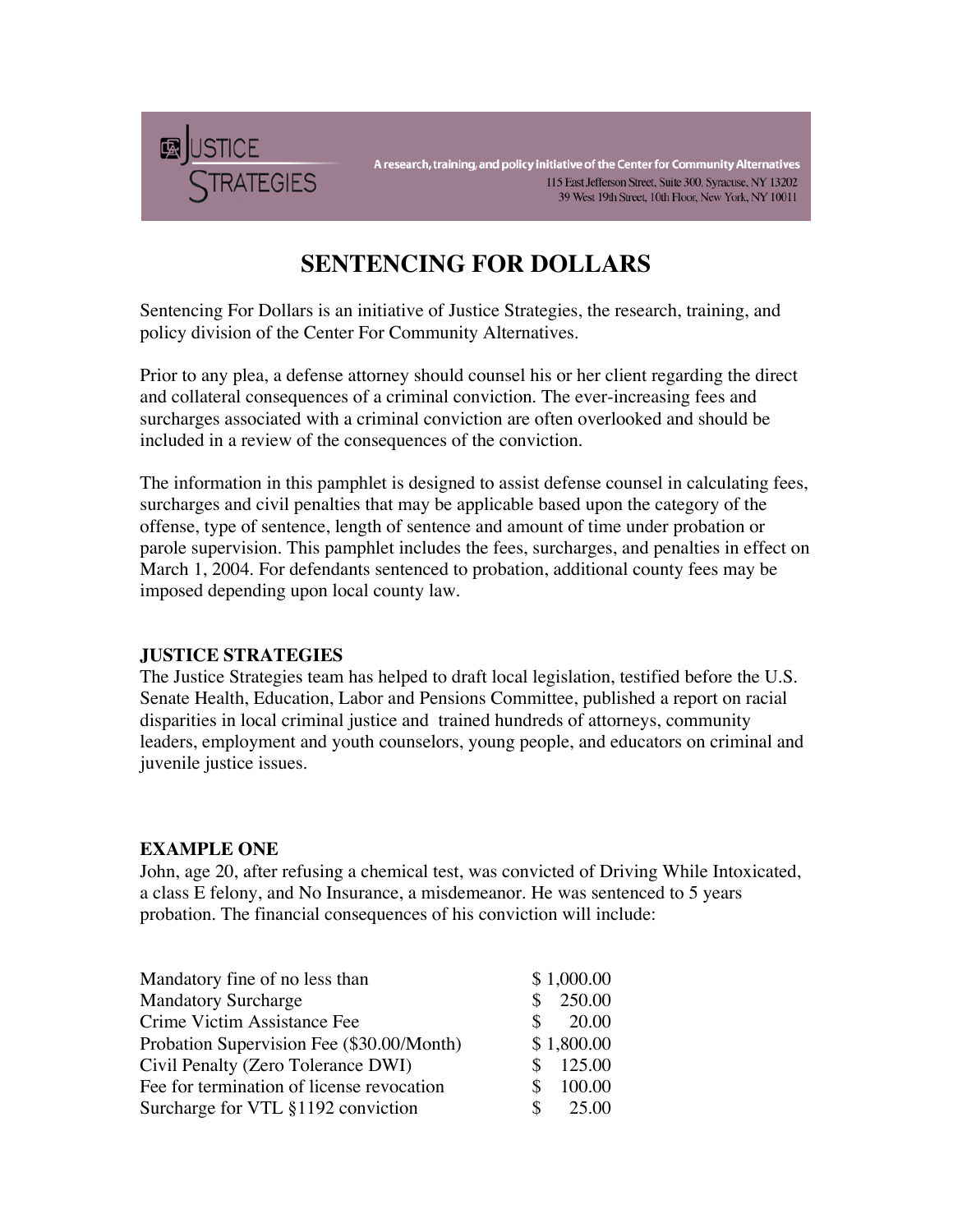JUSTICE STRATEGIES

A research, training, and policy initiative of the Center for Community Alternatives
115 East Jefferson Street, Suite 300, Syracuse, NY 13202
39 West 19th Street, 10th Floor, New York, NY 10011

# SENTENCING FOR DOLLARS

Sentencing For Dollars is an initiative of Justice Strategies, the research, training, and policy division of the Center For Community Alternatives.

Prior to any plea, a defense attorney should counsel his or her client regarding the direct and collateral consequences of a criminal conviction. The ever-increasing fees and surcharges associated with a criminal conviction are often overlooked and should be included in a review of the consequences of the conviction.

The information in this pamphlet is designed to assist defense counsel in calculating fees, surcharges and civil penalties that may be applicable based upon the category of the offense, type of sentence, length of sentence and amount of time under probation or parole supervision. This pamphlet includes the fees, surcharges, and penalties in effect on March 1, 2004. For defendants sentenced to probation, additional county fees may be imposed depending upon local county law.

### JUSTICE STRATEGIES

The Justice Strategies team has helped to draft local legislation, testified before the U.S. Senate Health, Education, Labor and Pensions Committee, published a report on racial disparities in local criminal justice and trained hundreds of attorneys, community leaders, employment and youth counselors, young people, and educators on criminal and juvenile justice issues.

### EXAMPLE ONE

John, age 20, after refusing a chemical test, was convicted of Driving While Intoxicated, a class E felony, and No Insurance, a misdemeanor. He was sentenced to 5 years probation. The financial consequences of his conviction will include:

| | |
|---|---|
| Mandatory fine of no less than | $ 1,000.00 |
| Mandatory Surcharge | $ 250.00 |
| Crime Victim Assistance Fee | $ 20.00 |
| Probation Supervision Fee ($30.00/Month) | $ 1,800.00 |
| Civil Penalty (Zero Tolerance DWI) | $ 125.00 |
| Fee for termination of license revocation | $ 100.00 |
| Surcharge for VTL §1192 conviction | $ 25.00 |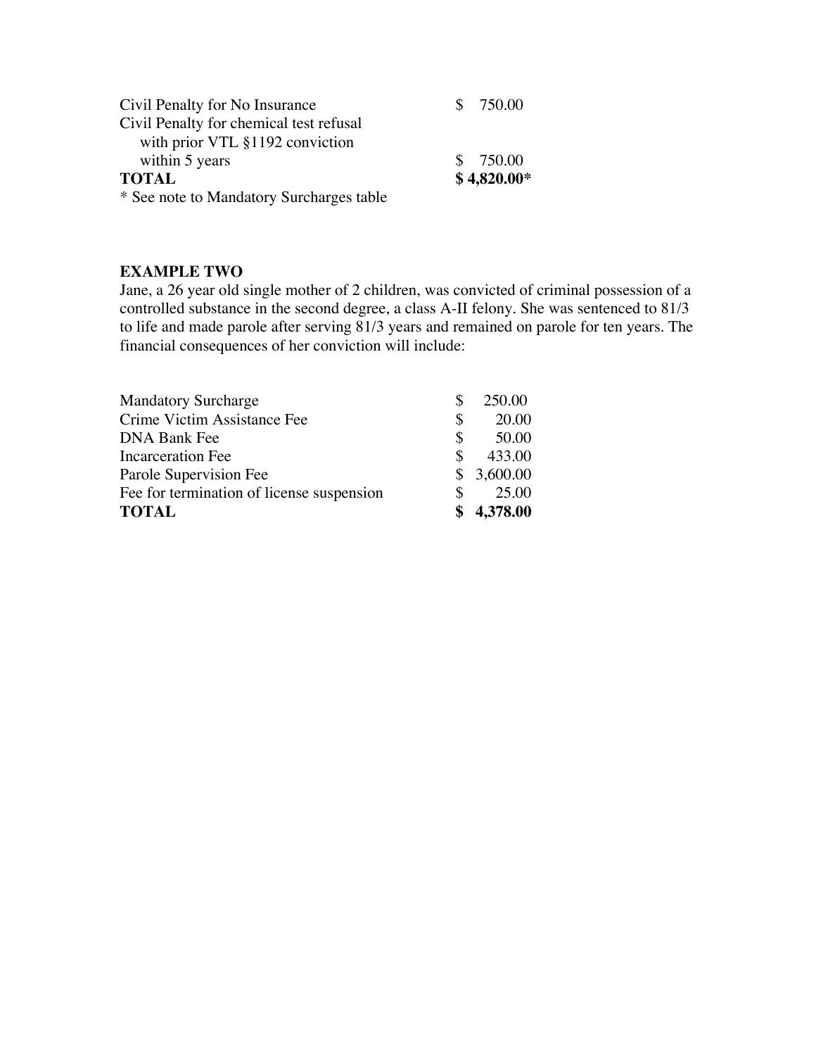| | |
|---|---|
| Civil Penalty for No Insurance | $ 750.00 |
| Civil Penalty for chemical test refusal with prior VTL §1192 conviction within 5 years | $ 750.00 |
| **TOTAL** | **$ 4,820.00*** |

\* See note to Mandatory Surcharges table

**EXAMPLE TWO**

Jane, a 26 year old single mother of 2 children, was convicted of criminal possession of a controlled substance in the second degree, a class A-II felony. She was sentenced to 81/3 to life and made parole after serving 81/3 years and remained on parole for ten years. The financial consequences of her conviction will include:

| | |
|---|---|
| Mandatory Surcharge | $ 250.00 |
| Crime Victim Assistance Fee | $ 20.00 |
| DNA Bank Fee | $ 50.00 |
| Incarceration Fee | $ 433.00 |
| Parole Supervision Fee | $ 3,600.00 |
| Fee for termination of license suspension | $ 25.00 |
| **TOTAL** | **$ 4,378.00** |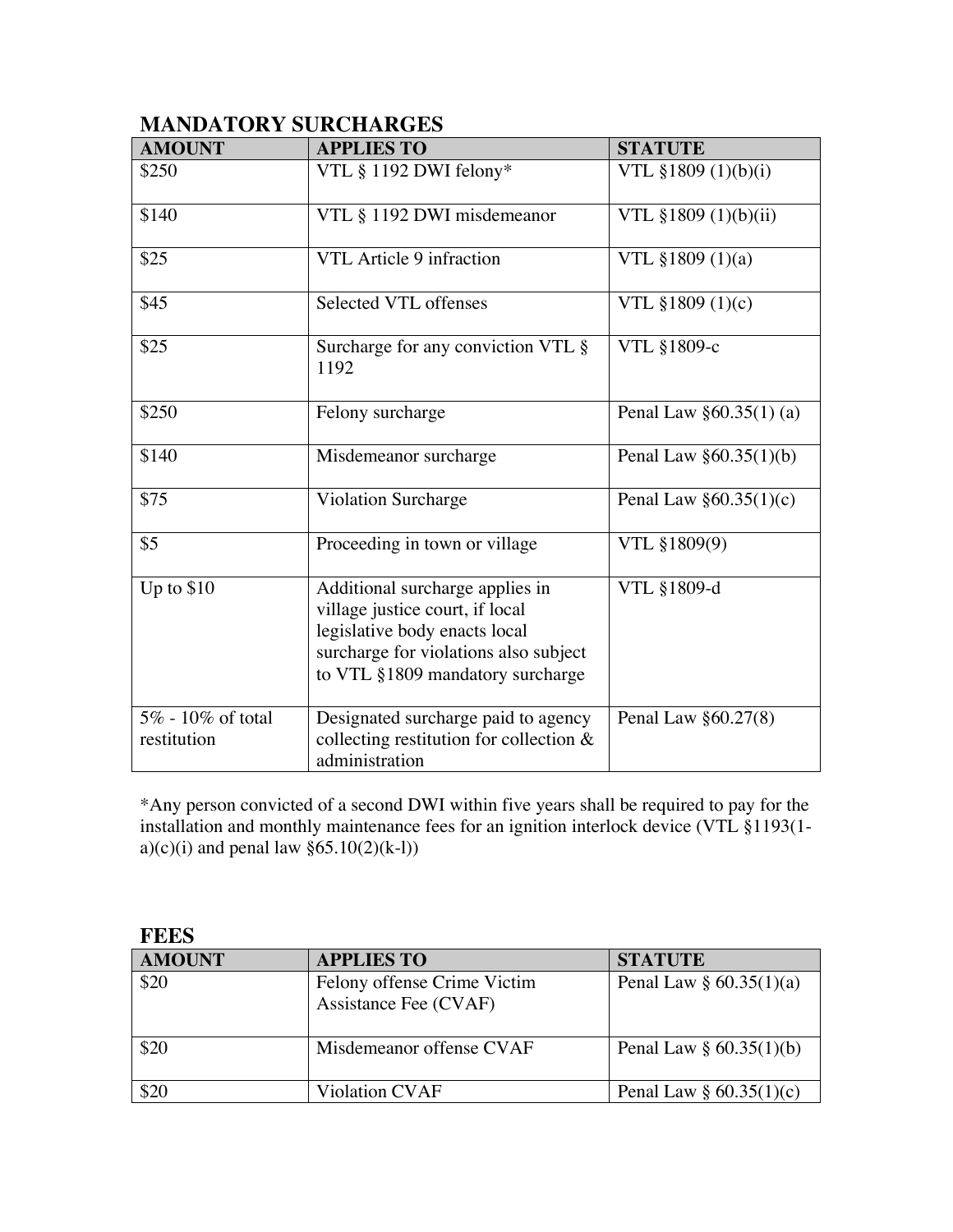## MANDATORY SURCHARGES

| AMOUNT | APPLIES TO | STATUTE |
|---|---|---|
| $250 | VTL § 1192 DWI felony* | VTL §1809 (1)(b)(i) |
| $140 | VTL § 1192 DWI misdemeanor | VTL §1809 (1)(b)(ii) |
| $25 | VTL Article 9 infraction | VTL §1809 (1)(a) |
| $45 | Selected VTL offenses | VTL §1809 (1)(c) |
| $25 | Surcharge for any conviction VTL § 1192 | VTL §1809-c |
| $250 | Felony surcharge | Penal Law §60.35(1) (a) |
| $140 | Misdemeanor surcharge | Penal Law §60.35(1)(b) |
| $75 | Violation Surcharge | Penal Law §60.35(1)(c) |
| $5 | Proceeding in town or village | VTL §1809(9) |
| Up to $10 | Additional surcharge applies in village justice court, if local legislative body enacts local surcharge for violations also subject to VTL §1809 mandatory surcharge | VTL §1809-d |
| 5% - 10% of total restitution | Designated surcharge paid to agency collecting restitution for collection & administration | Penal Law §60.27(8) |

*Any person convicted of a second DWI within five years shall be required to pay for the installation and monthly maintenance fees for an ignition interlock device (VTL §1193(1-a)(c)(i) and penal law §65.10(2)(k-l))

## FEES

| AMOUNT | APPLIES TO | STATUTE |
|---|---|---|
| $20 | Felony offense Crime Victim Assistance Fee (CVAF) | Penal Law § 60.35(1)(a) |
| $20 | Misdemeanor offense CVAF | Penal Law § 60.35(1)(b) |
| $20 | Violation CVAF | Penal Law § 60.35(1)(c) |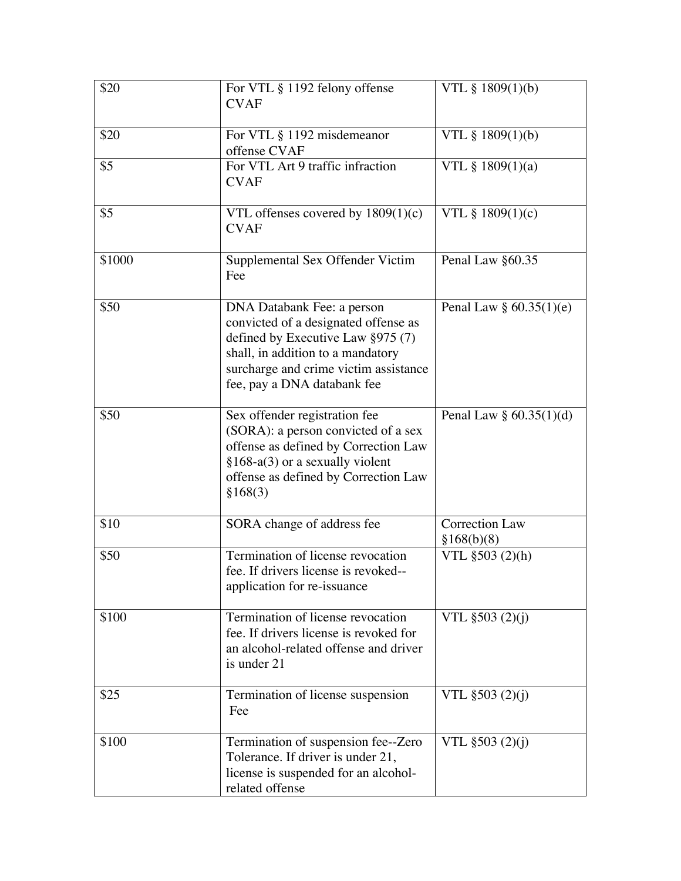| | | |
|---|---|---|
| $20 | For VTL § 1192 felony offense CVAF | VTL § 1809(1)(b) |
| $20 | For VTL § 1192 misdemeanor offense CVAF | VTL § 1809(1)(b) |
| $5 | For VTL Art 9 traffic infraction CVAF | VTL § 1809(1)(a) |
| $5 | VTL offenses covered by 1809(1)(c) CVAF | VTL § 1809(1)(c) |
| $1000 | Supplemental Sex Offender Victim Fee | Penal Law §60.35 |
| $50 | DNA Databank Fee: a person convicted of a designated offense as defined by Executive Law §975 (7) shall, in addition to a mandatory surcharge and crime victim assistance fee, pay a DNA databank fee | Penal Law § 60.35(1)(e) |
| $50 | Sex offender registration fee (SORA): a person convicted of a sex offense as defined by Correction Law §168-a(3) or a sexually violent offense as defined by Correction Law §168(3) | Penal Law § 60.35(1)(d) |
| $10 | SORA change of address fee | Correction Law §168(b)(8) |
| $50 | Termination of license revocation fee. If drivers license is revoked--application for re-issuance | VTL §503 (2)(h) |
| $100 | Termination of license revocation fee. If drivers license is revoked for an alcohol-related offense and driver is under 21 | VTL §503 (2)(j) |
| $25 | Termination of license suspension Fee | VTL §503 (2)(j) |
| $100 | Termination of suspension fee--Zero Tolerance. If driver is under 21, license is suspended for an alcohol-related offense | VTL §503 (2)(j) |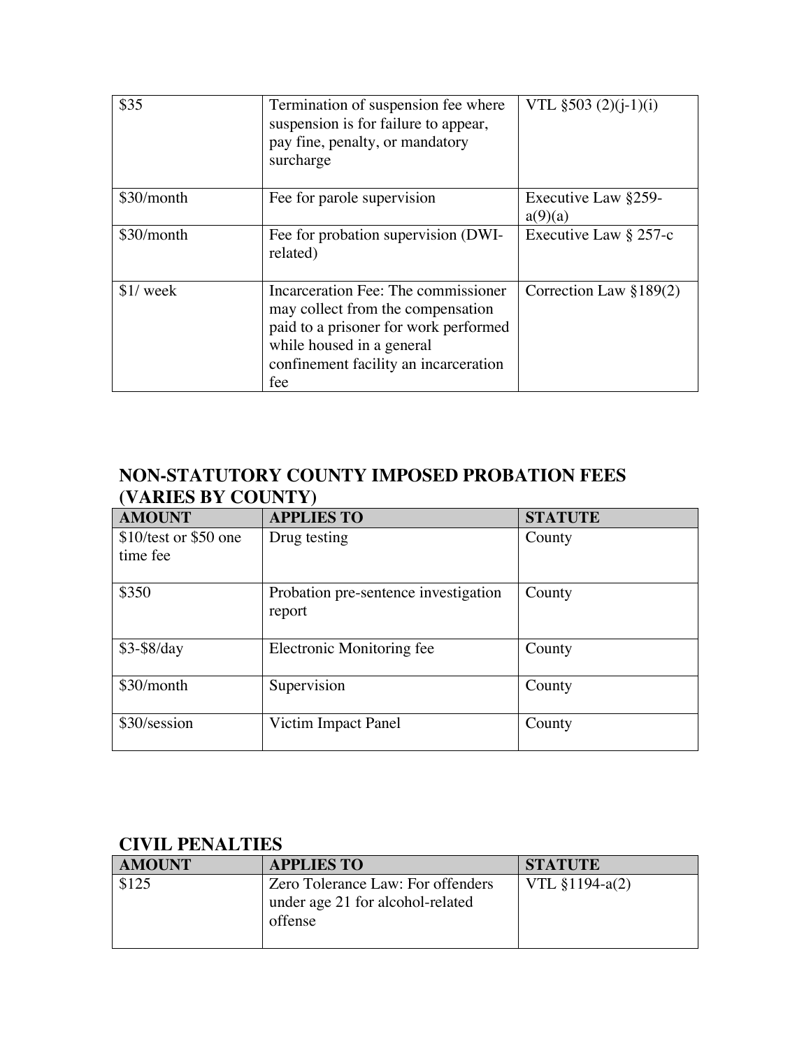| | | |
|---|---|---|
| $35 | Termination of suspension fee where suspension is for failure to appear, pay fine, penalty, or mandatory surcharge | VTL §503 (2)(j-1)(i) |
| $30/month | Fee for parole supervision | Executive Law §259-a(9)(a) |
| $30/month | Fee for probation supervision (DWI-related) | Executive Law § 257-c |
| $1/ week | Incarceration Fee: The commissioner may collect from the compensation paid to a prisoner for work performed while housed in a general confinement facility an incarceration fee | Correction Law §189(2) |

## NON-STATUTORY COUNTY IMPOSED PROBATION FEES (VARIES BY COUNTY)

| AMOUNT | APPLIES TO | STATUTE |
|---|---|---|
| $10/test or $50 one time fee | Drug testing | County |
| $350 | Probation pre-sentence investigation report | County |
| $3-$8/day | Electronic Monitoring fee | County |
| $30/month | Supervision | County |
| $30/session | Victim Impact Panel | County |

## CIVIL PENALTIES

| AMOUNT | APPLIES TO | STATUTE |
|---|---|---|
| $125 | Zero Tolerance Law: For offenders under age 21 for alcohol-related offense | VTL §1194-a(2) |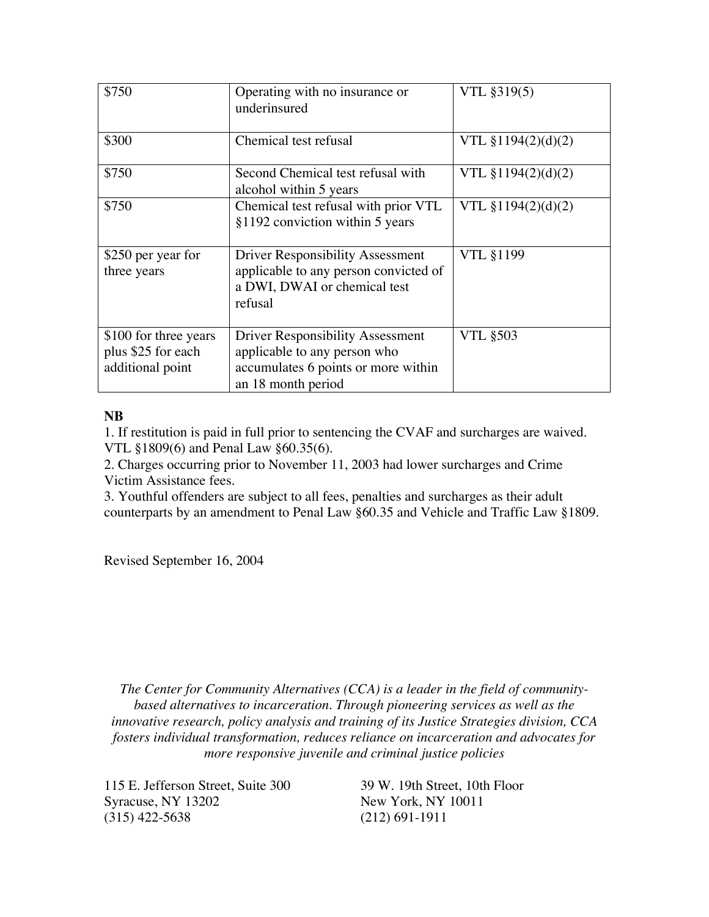| | | |
|---|---|---|
| $750 | Operating with no insurance or underinsured | VTL §319(5) |
| $300 | Chemical test refusal | VTL §1194(2)(d)(2) |
| $750 | Second Chemical test refusal with alcohol within 5 years | VTL §1194(2)(d)(2) |
| $750 | Chemical test refusal with prior VTL §1192 conviction within 5 years | VTL §1194(2)(d)(2) |
| $250 per year for three years | Driver Responsibility Assessment applicable to any person convicted of a DWI, DWAI or chemical test refusal | VTL §1199 |
| $100 for three years plus $25 for each additional point | Driver Responsibility Assessment applicable to any person who accumulates 6 points or more within an 18 month period | VTL §503 |

**NB**

1. If restitution is paid in full prior to sentencing the CVAF and surcharges are waived. VTL §1809(6) and Penal Law §60.35(6).
2. Charges occurring prior to November 11, 2003 had lower surcharges and Crime Victim Assistance fees.
3. Youthful offenders are subject to all fees, penalties and surcharges as their adult counterparts by an amendment to Penal Law §60.35 and Vehicle and Traffic Law §1809.

Revised September 16, 2004

*The Center for Community Alternatives (CCA) is a leader in the field of community-based alternatives to incarceration. Through pioneering services as well as the innovative research, policy analysis and training of its Justice Strategies division, CCA fosters individual transformation, reduces reliance on incarceration and advocates for more responsive juvenile and criminal justice policies*

115 E. Jefferson Street, Suite 300
Syracuse, NY 13202
(315) 422-5638

39 W. 19th Street, 10th Floor
New York, NY 10011
(212) 691-1911